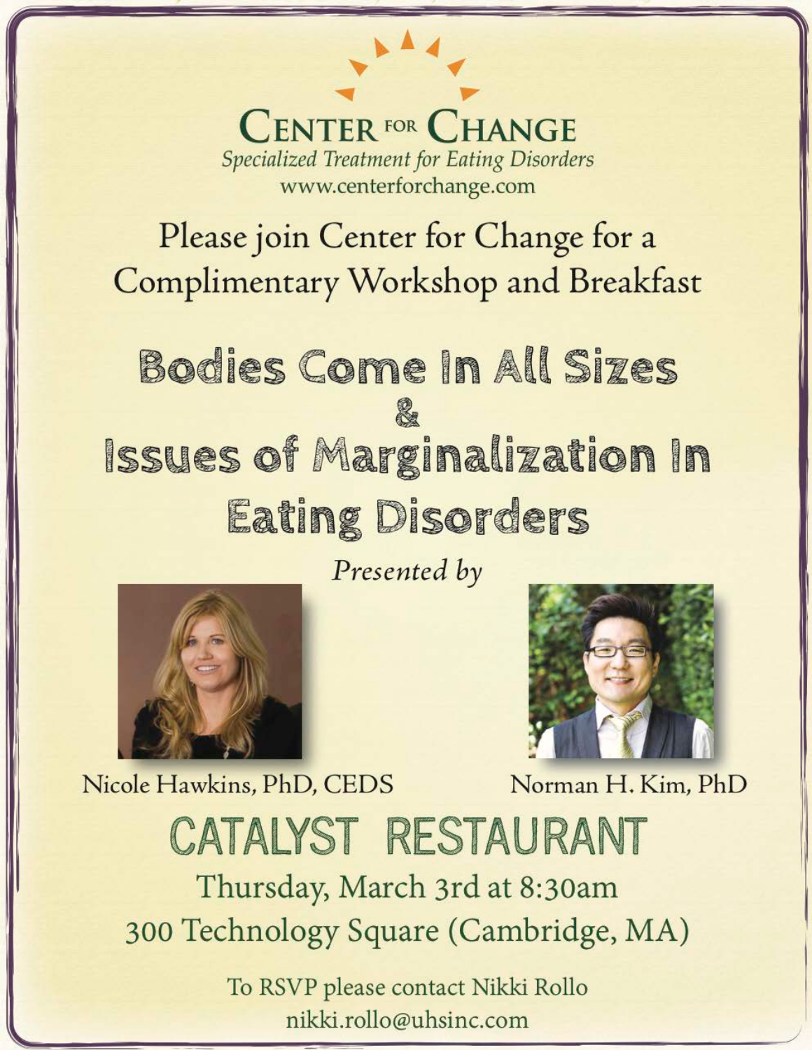# Center for Change

*Specialized Treatment for Eating Disorders*

www.centerforchange.com

Please join Center for Change for a Complimentary Workshop and Breakfast

## Bodies Come In All Sizes & Issues of Marginalization In Eating Disorders

*Presented by*

Nicole Hawkins, PhD, CEDS

Norman H. Kim, PhD

## CATALYST RESTAURANT

Thursday, March 3rd at 8:30am

300 Technology Square (Cambridge, MA)

To RSVP please contact Nikki Rollo

nikki.rollo@uhsinc.com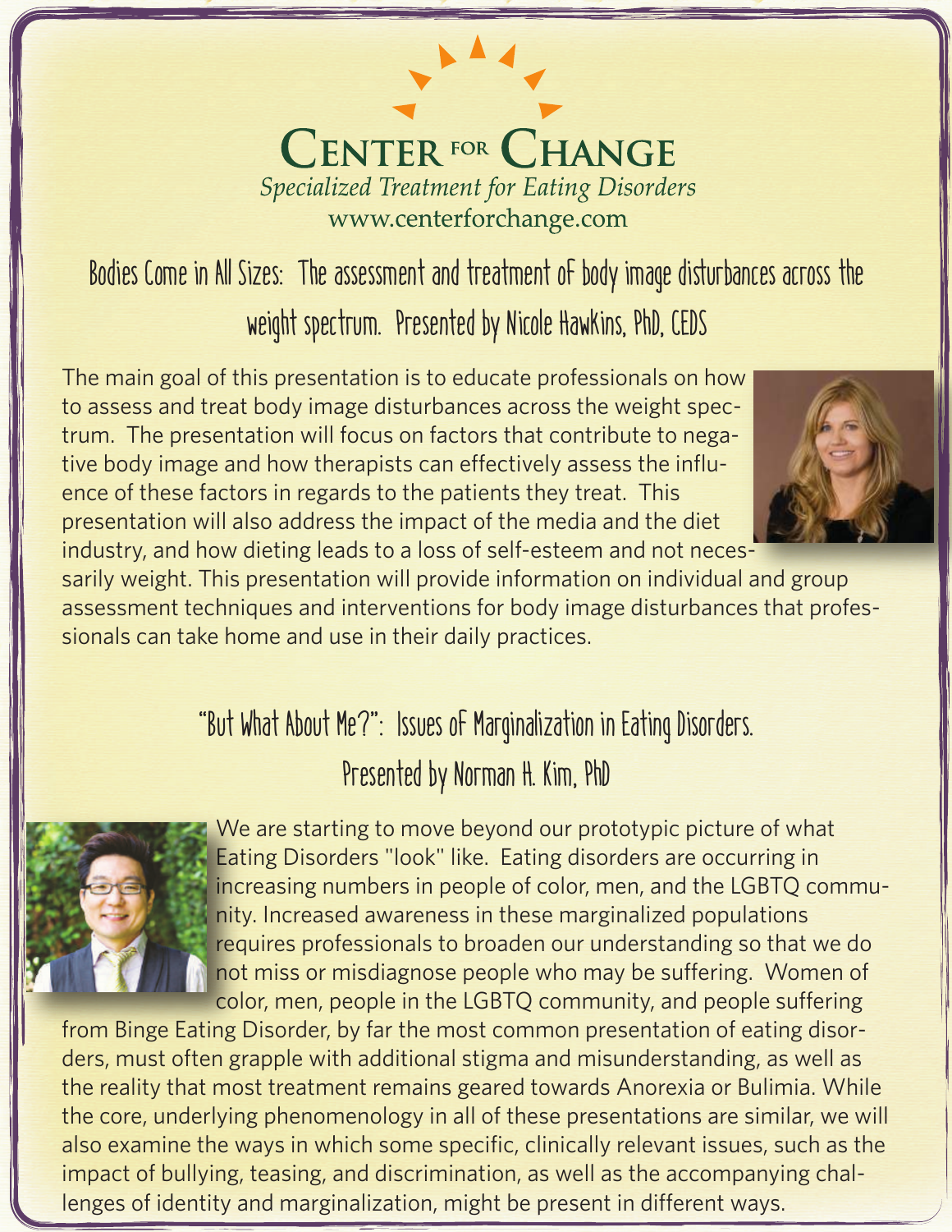# Center for Change

*Specialized Treatment for Eating Disorders*

www.centerforchange.com

## Bodies Come in All Sizes: The assessment and treatment of body image disturbances across the weight spectrum. Presented by Nicole Hawkins, PhD, CEDS

The main goal of this presentation is to educate professionals on how to assess and treat body image disturbances across the weight spectrum. The presentation will focus on factors that contribute to negative body image and how therapists can effectively assess the influence of these factors in regards to the patients they treat. This presentation will also address the impact of the media and the diet industry, and how dieting leads to a loss of self-esteem and not necessarily weight. This presentation will provide information on individual and group assessment techniques and interventions for body image disturbances that professionals can take home and use in their daily practices.

## "But What About Me?": Issues of Marginalization in Eating Disorders. Presented by Norman H. Kim, PhD

We are starting to move beyond our prototypic picture of what Eating Disorders "look" like. Eating disorders are occurring in increasing numbers in people of color, men, and the LGBTQ community. Increased awareness in these marginalized populations requires professionals to broaden our understanding so that we do not miss or misdiagnose people who may be suffering. Women of color, men, people in the LGBTQ community, and people suffering from Binge Eating Disorder, by far the most common presentation of eating disorders, must often grapple with additional stigma and misunderstanding, as well as the reality that most treatment remains geared towards Anorexia or Bulimia. While the core, underlying phenomenology in all of these presentations are similar, we will also examine the ways in which some specific, clinically relevant issues, such as the impact of bullying, teasing, and discrimination, as well as the accompanying challenges of identity and marginalization, might be present in different ways.